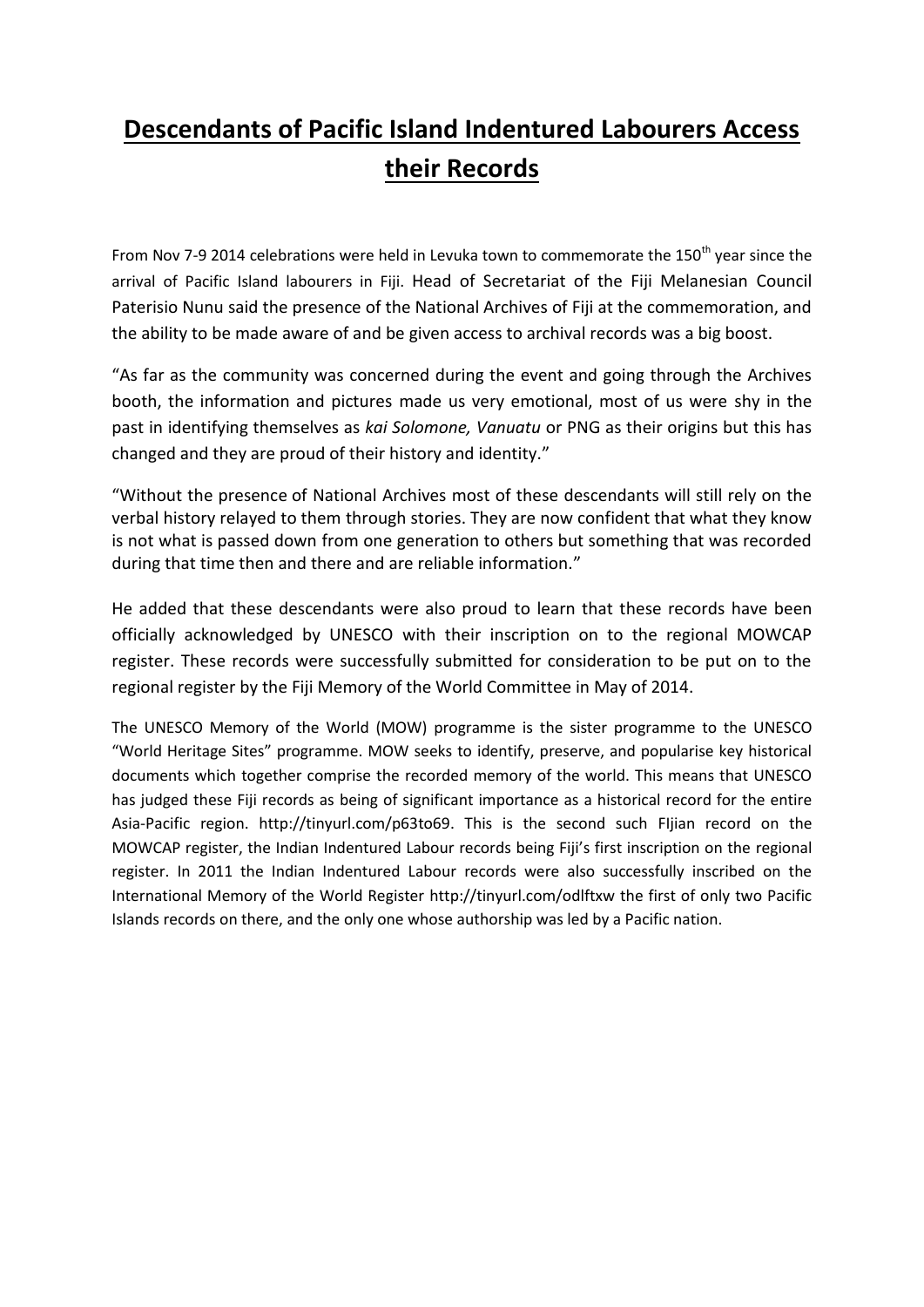# Descendants of Pacific Island Indentured Labourers Access their Records

From Nov 7-9 2014 celebrations were held in Levuka town to commemorate the 150th year since the arrival of Pacific Island labourers in Fiji. Head of Secretariat of the Fiji Melanesian Council Paterisio Nunu said the presence of the National Archives of Fiji at the commemoration, and the ability to be made aware of and be given access to archival records was a big boost.

"As far as the community was concerned during the event and going through the Archives booth, the information and pictures made us very emotional, most of us were shy in the past in identifying themselves as *kai Solomone, Vanuatu* or PNG as their origins but this has changed and they are proud of their history and identity."

"Without the presence of National Archives most of these descendants will still rely on the verbal history relayed to them through stories. They are now confident that what they know is not what is passed down from one generation to others but something that was recorded during that time then and there and are reliable information."

He added that these descendants were also proud to learn that these records have been officially acknowledged by UNESCO with their inscription on to the regional MOWCAP register. These records were successfully submitted for consideration to be put on to the regional register by the Fiji Memory of the World Committee in May of 2014.

The UNESCO Memory of the World (MOW) programme is the sister programme to the UNESCO "World Heritage Sites" programme. MOW seeks to identify, preserve, and popularise key historical documents which together comprise the recorded memory of the world. This means that UNESCO has judged these Fiji records as being of significant importance as a historical record for the entire Asia-Pacific region. http://tinyurl.com/p63to69. This is the second such FIjian record on the MOWCAP register, the Indian Indentured Labour records being Fiji's first inscription on the regional register. In 2011 the Indian Indentured Labour records were also successfully inscribed on the International Memory of the World Register http://tinyurl.com/odlftxw the first of only two Pacific Islands records on there, and the only one whose authorship was led by a Pacific nation.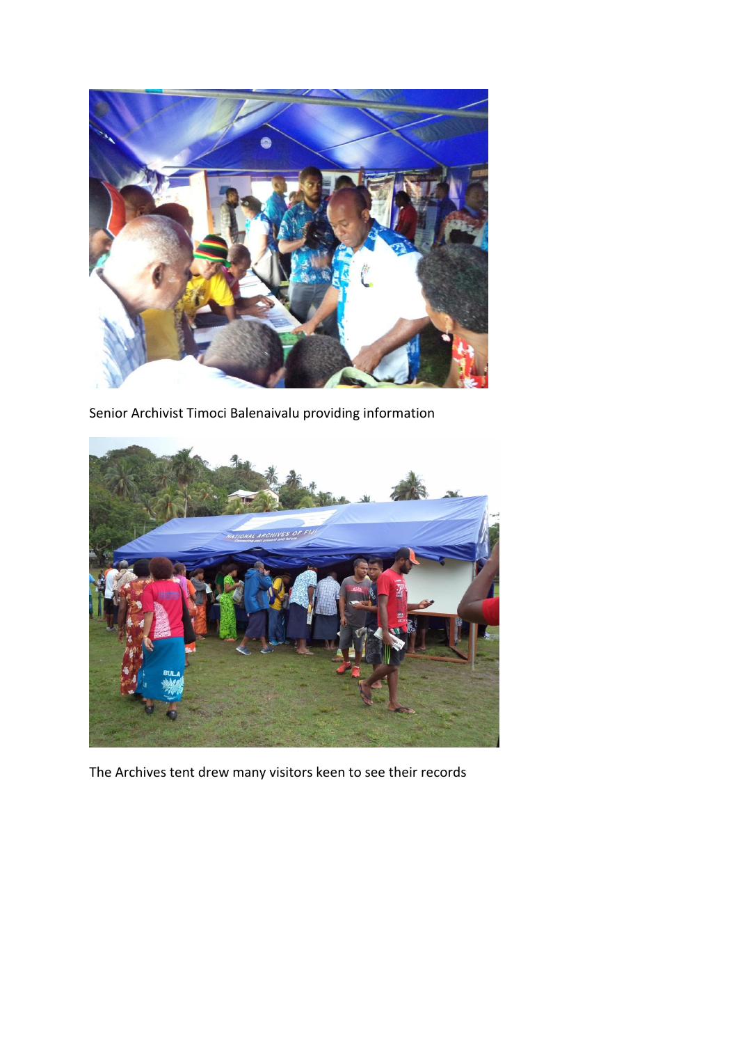Senior Archivist Timoci Balenaivalu providing information

The Archives tent drew many visitors keen to see their records